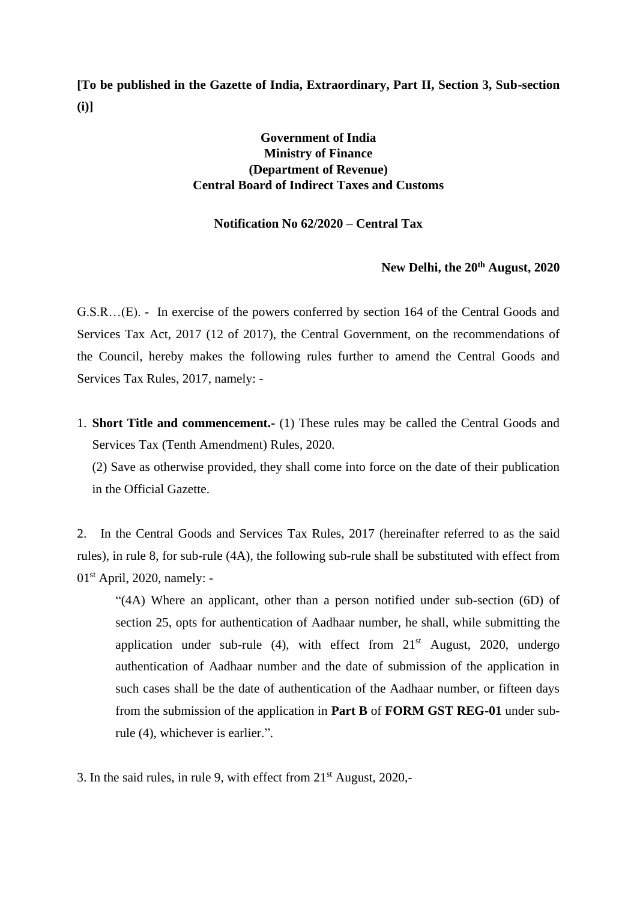**[To be published in the Gazette of India, Extraordinary, Part II, Section 3, Sub-section (i)]**

**Government of India**
**Ministry of Finance**
**(Department of Revenue)**
**Central Board of Indirect Taxes and Customs**

**Notification No 62/2020 – Central Tax**

**New Delhi, the 20th August, 2020**

G.S.R…(E). - In exercise of the powers conferred by section 164 of the Central Goods and Services Tax Act, 2017 (12 of 2017), the Central Government, on the recommendations of the Council, hereby makes the following rules further to amend the Central Goods and Services Tax Rules, 2017, namely: -

1. **Short Title and commencement.-** (1) These rules may be called the Central Goods and Services Tax (Tenth Amendment) Rules, 2020.

   (2) Save as otherwise provided, they shall come into force on the date of their publication in the Official Gazette.

2. In the Central Goods and Services Tax Rules, 2017 (hereinafter referred to as the said rules), in rule 8, for sub-rule (4A), the following sub-rule shall be substituted with effect from 01st April, 2020, namely: -

   "(4A) Where an applicant, other than a person notified under sub-section (6D) of section 25, opts for authentication of Aadhaar number, he shall, while submitting the application under sub-rule (4), with effect from 21st August, 2020, undergo authentication of Aadhaar number and the date of submission of the application in such cases shall be the date of authentication of the Aadhaar number, or fifteen days from the submission of the application in **Part B** of **FORM GST REG-01** under sub-rule (4), whichever is earlier.".

3. In the said rules, in rule 9, with effect from 21st August, 2020,-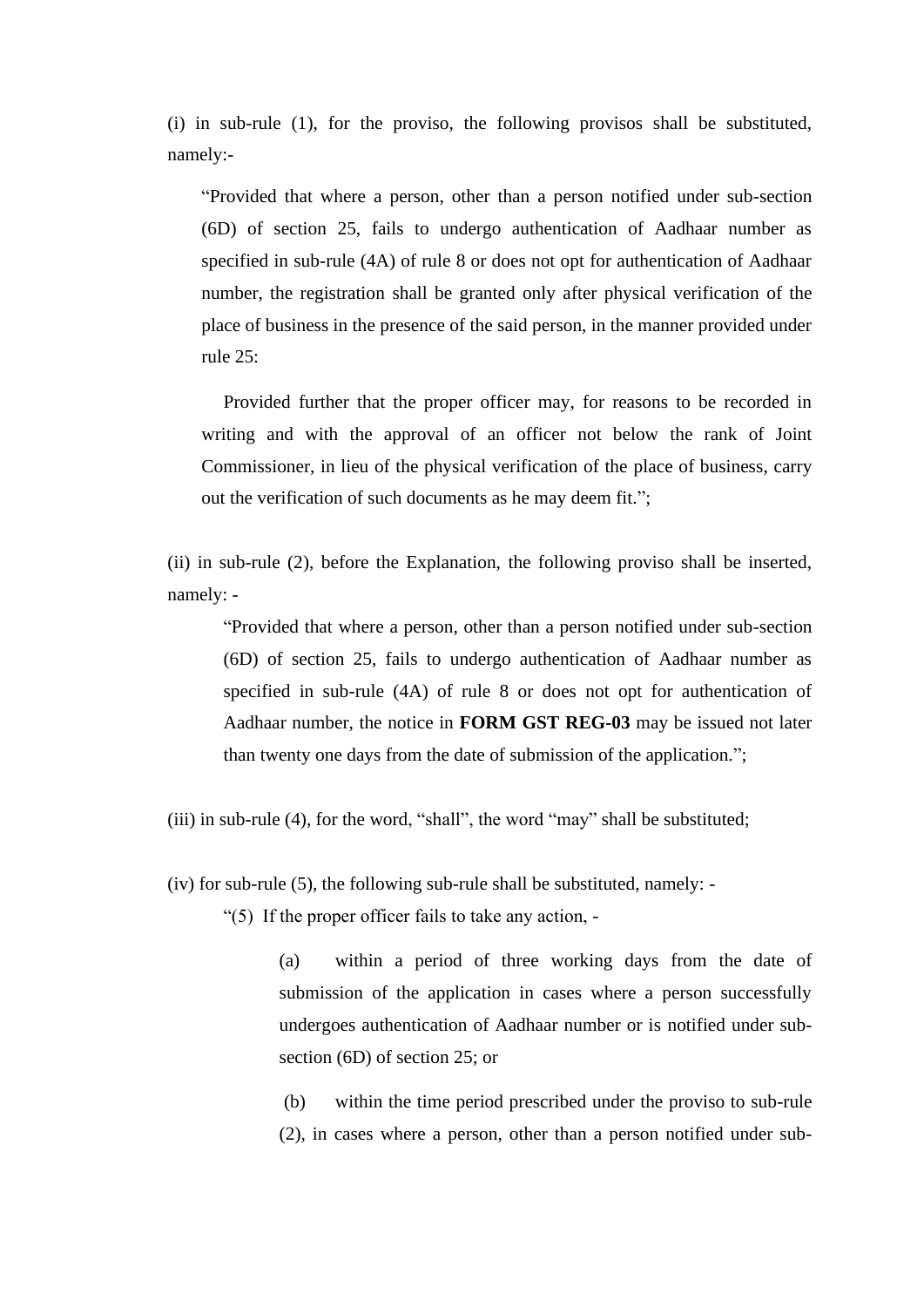(i) in sub-rule (1), for the proviso, the following provisos shall be substituted, namely:-

> "Provided that where a person, other than a person notified under sub-section (6D) of section 25, fails to undergo authentication of Aadhaar number as specified in sub-rule (4A) of rule 8 or does not opt for authentication of Aadhaar number, the registration shall be granted only after physical verification of the place of business in the presence of the said person, in the manner provided under rule 25:
>
> Provided further that the proper officer may, for reasons to be recorded in writing and with the approval of an officer not below the rank of Joint Commissioner, in lieu of the physical verification of the place of business, carry out the verification of such documents as he may deem fit.";

(ii) in sub-rule (2), before the Explanation, the following proviso shall be inserted, namely: -

> "Provided that where a person, other than a person notified under sub-section (6D) of section 25, fails to undergo authentication of Aadhaar number as specified in sub-rule (4A) of rule 8 or does not opt for authentication of Aadhaar number, the notice in **FORM GST REG-03** may be issued not later than twenty one days from the date of submission of the application.";

(iii) in sub-rule (4), for the word, "shall", the word "may" shall be substituted;

(iv) for sub-rule (5), the following sub-rule shall be substituted, namely: -

> "(5) If the proper officer fails to take any action, -
>
> > (a) within a period of three working days from the date of submission of the application in cases where a person successfully undergoes authentication of Aadhaar number or is notified under sub-section (6D) of section 25; or
> >
> > (b) within the time period prescribed under the proviso to sub-rule (2), in cases where a person, other than a person notified under sub-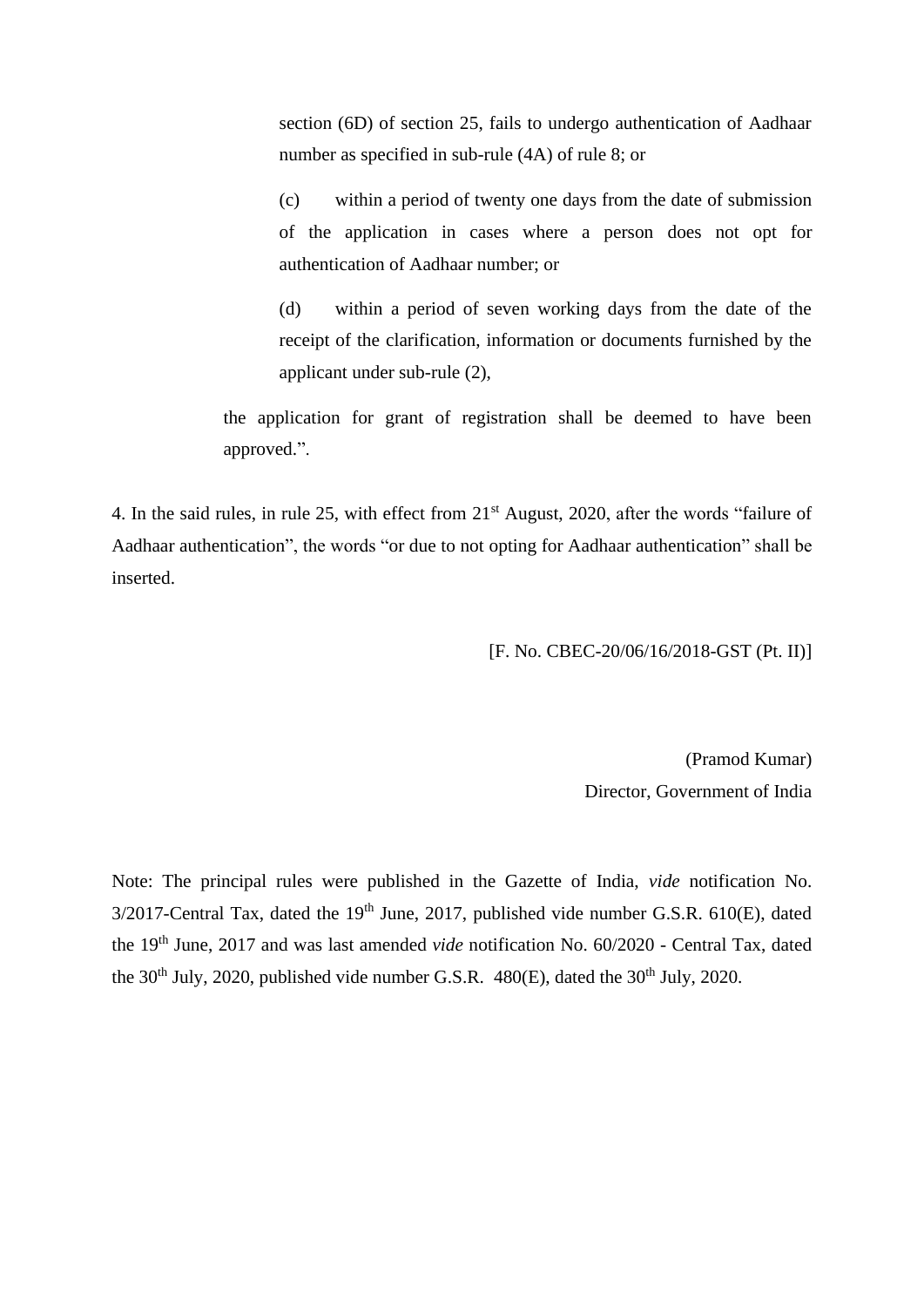section (6D) of section 25, fails to undergo authentication of Aadhaar number as specified in sub-rule (4A) of rule 8; or

(c) within a period of twenty one days from the date of submission of the application in cases where a person does not opt for authentication of Aadhaar number; or

(d) within a period of seven working days from the date of the receipt of the clarification, information or documents furnished by the applicant under sub-rule (2),

the application for grant of registration shall be deemed to have been approved.".

4. In the said rules, in rule 25, with effect from 21st August, 2020, after the words "failure of Aadhaar authentication", the words "or due to not opting for Aadhaar authentication" shall be inserted.

[F. No. CBEC-20/06/16/2018-GST (Pt. II)]

(Pramod Kumar)
Director, Government of India

Note: The principal rules were published in the Gazette of India, *vide* notification No. 3/2017-Central Tax, dated the 19th June, 2017, published vide number G.S.R. 610(E), dated the 19th June, 2017 and was last amended *vide* notification No. 60/2020 - Central Tax, dated the 30th July, 2020, published vide number G.S.R. 480(E), dated the 30th July, 2020.